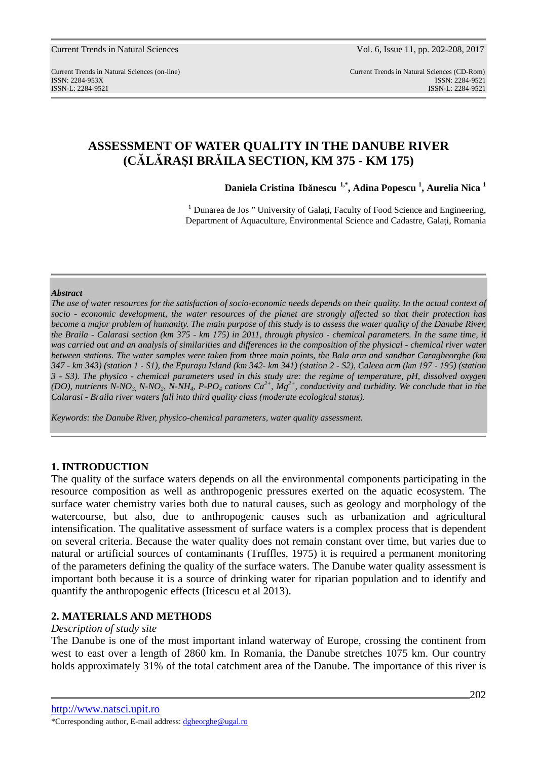# ASSESSMENT OF WATER QUALITY IN THE DANUBE RIVER (CĂLĂRAŞI BRĂILA SECTION, KM 375 - KM 175)

**Daniela Cristina Ibănescu [1,*], Adina Popescu [1], Aurelia Nica [1]**

[1] Dunarea de Jos " University of Galați, Faculty of Food Science and Engineering, Department of Aquaculture, Environmental Science and Cadastre, Galați, Romania

***Abstract***

*The use of water resources for the satisfaction of socio-economic needs depends on their quality. In the actual context of socio - economic development, the water resources of the planet are strongly affected so that their protection has become a major problem of humanity. The main purpose of this study is to assess the water quality of the Danube River, the Braila - Calarasi section (km 375 - km 175) in 2011, through physico - chemical parameters. In the same time, it was carried out and an analysis of similarities and differences in the composition of the physical - chemical river water between stations. The water samples were taken from three main points, the Bala arm and sandbar Caragheorghe (km 347 - km 343) (station 1 - S1), the Epurașu Island (km 342- km 341) (station 2 - S2), Caleea arm (km 197 - 195) (station 3 - S3). The physico - chemical parameters used in this study are: the regime of temperature, pH, dissolved oxygen (DO), nutrients N-$NO_3$, N-$NO_2$, N-$NH_4$, P-$PO_4$ cations $Ca^{2+}$, $Mg^{2+}$, conductivity and turbidity. We conclude that in the Calarasi - Braila river waters fall into third quality class (moderate ecological status).*

*Keywords: the Danube River, physico-chemical parameters, water quality assessment.*

## 1. INTRODUCTION

The quality of the surface waters depends on all the environmental components participating in the resource composition as well as anthropogenic pressures exerted on the aquatic ecosystem. The surface water chemistry varies both due to natural causes, such as geology and morphology of the watercourse, but also, due to anthropogenic causes such as urbanization and agricultural intensification. The qualitative assessment of surface waters is a complex process that is dependent on several criteria. Because the water quality does not remain constant over time, but varies due to natural or artificial sources of contaminants (Truffles, 1975) it is required a permanent monitoring of the parameters defining the quality of the surface waters. The Danube water quality assessment is important both because it is a source of drinking water for riparian population and to identify and quantify the anthropogenic effects (Iticescu et al 2013).

## 2. MATERIALS AND METHODS

*Description of study site*

The Danube is one of the most important inland waterway of Europe, crossing the continent from west to east over a length of 2860 km. In Romania, the Danube stretches 1075 km. Our country holds approximately 31% of the total catchment area of the Danube. The importance of this river is

http://www.natsci.upit.ro

*Corresponding author, E-mail address: dgheorghe@ugal.ro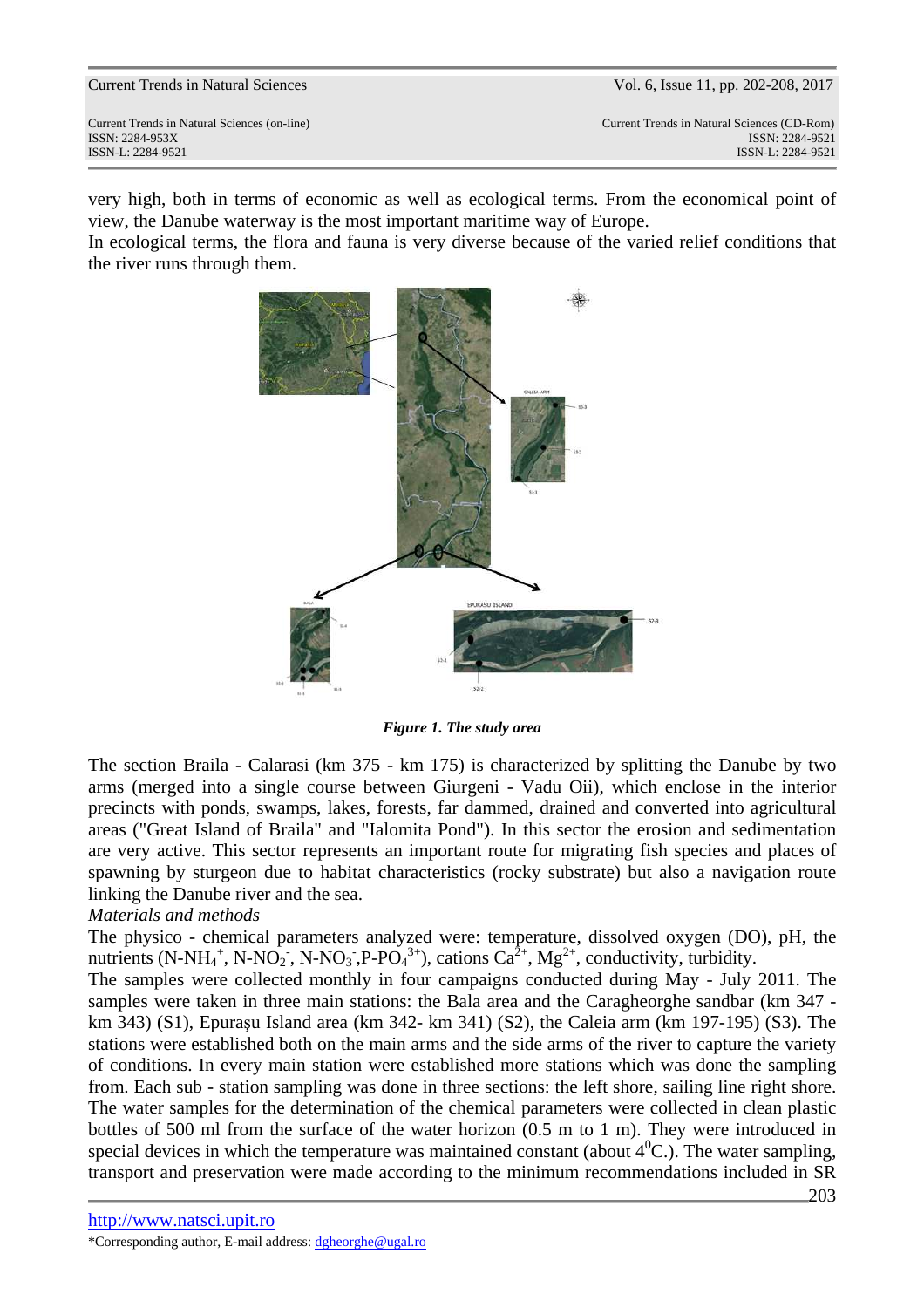very high, both in terms of economic as well as ecological terms. From the economical point of view, the Danube waterway is the most important maritime way of Europe.

In ecological terms, the flora and fauna is very diverse because of the varied relief conditions that the river runs through them.

*Figure 1. The study area*

The section Braila - Calarasi (km 375 - km 175) is characterized by splitting the Danube by two arms (merged into a single course between Giurgeni - Vadu Oii), which enclose in the interior precincts with ponds, swamps, lakes, forests, far dammed, drained and converted into agricultural areas ("Great Island of Braila" and "Ialomita Pond"). In this sector the erosion and sedimentation are very active. This sector represents an important route for migrating fish species and places of spawning by sturgeon due to habitat characteristics (rocky substrate) but also a navigation route linking the Danube river and the sea.

*Materials and methods*

The physico - chemical parameters analyzed were: temperature, dissolved oxygen (DO), pH, the nutrients ($N\text{-}NH_4^+$, $N\text{-}NO_2^-$, $N\text{-}NO_3^-$,$P\text{-}PO_4^{3+}$), cations $Ca^{2+}$, $Mg^{2+}$, conductivity, turbidity.

The samples were collected monthly in four campaigns conducted during May - July 2011. The samples were taken in three main stations: the Bala area and the Caragheorghe sandbar (km 347 - km 343) (S1), Epurașu Island area (km 342- km 341) (S2), the Caleia arm (km 197-195) (S3). The stations were established both on the main arms and the side arms of the river to capture the variety of conditions. In every main station were established more stations which was done the sampling from. Each sub - station sampling was done in three sections: the left shore, sailing line right shore. The water samples for the determination of the chemical parameters were collected in clean plastic bottles of 500 ml from the surface of the water horizon (0.5 m to 1 m). They were introduced in special devices in which the temperature was maintained constant (about $4^0$C.). The water sampling, transport and preservation were made according to the minimum recommendations included in SR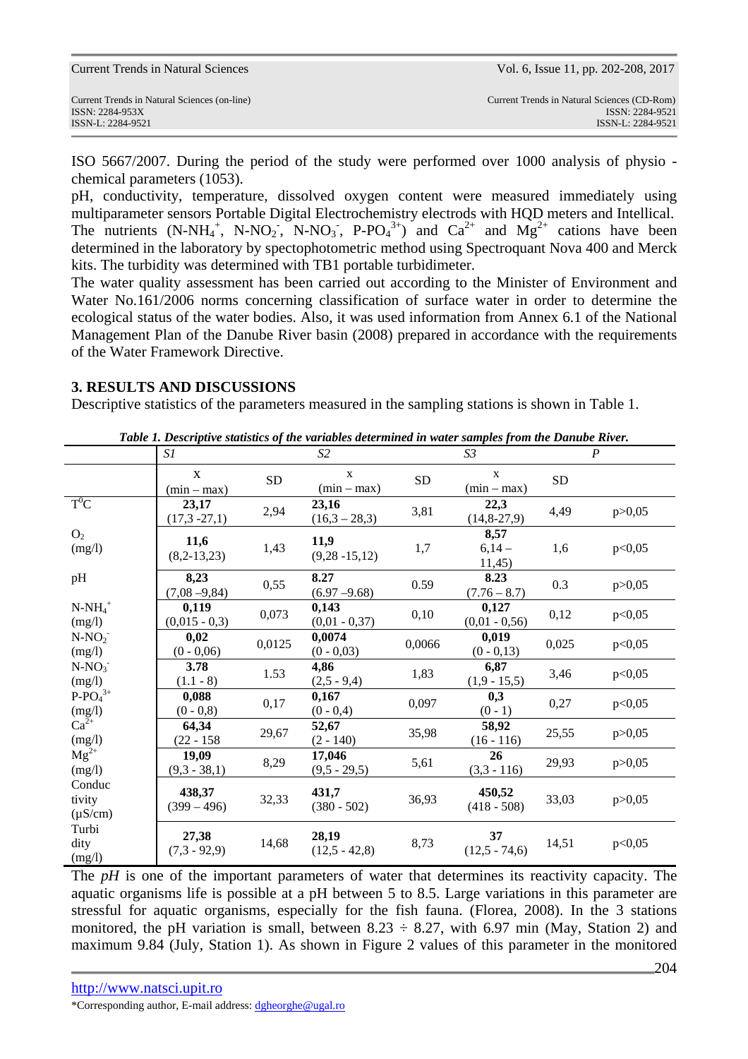ISO 5667/2007. During the period of the study were performed over 1000 analysis of physio - chemical parameters (1053).

pH, conductivity, temperature, dissolved oxygen content were measured immediately using multiparameter sensors Portable Digital Electrochemistry electrods with HQD meters and Intellical. The nutrients ($N\text{-}NH_4^+$, $N\text{-}NO_2^-$, $N\text{-}NO_3^-$, $P\text{-}PO_4^{3+}$) and $Ca^{2+}$ and $Mg^{2+}$ cations have been determined in the laboratory by spectophotometric method using Spectroquant Nova 400 and Merck kits. The turbidity was determined with TB1 portable turbidimeter.

The water quality assessment has been carried out according to the Minister of Environment and Water No.161/2006 norms concerning classification of surface water in order to determine the ecological status of the water bodies. Also, it was used information from Annex 6.1 of the National Management Plan of the Danube River basin (2008) prepared in accordance with the requirements of the Water Framework Directive.

## 3. RESULTS AND DISCUSSIONS

Descriptive statistics of the parameters measured in the sampling stations is shown in Table 1.

***Table 1. Descriptive statistics of the variables determined in water samples from the Danube River.***

| | *S1* | | *S2* | | *S3* | | *P* |
|---|---|---|---|---|---|---|---|
| | x (min – max) | SD | x (min – max) | SD | x (min – max) | SD | |
| $T^0C$ | **23,17** (17,3 -27,1) | 2,94 | **23,16** (16,3 – 28,3) | 3,81 | **22,3** (14,8-27,9) | 4,49 | $p>0,05$ |
| $O_2$ (mg/l) | **11,6** (8,2-13,23) | 1,43 | **11,9** (9,28 -15,12) | 1,7 | **8,57** 6,14 – 11,45) | 1,6 | $p<0,05$ |
| pH | **8,23** (7,08 –9,84) | 0,55 | **8.27** (6.97 –9.68) | 0.59 | **8.23** (7.76 – 8.7) | 0.3 | $p>0,05$ |
| $N\text{-}NH_4^+$ (mg/l) | **0,119** (0,015 - 0,3) | 0,073 | **0,143** (0,01 - 0,37) | 0,10 | **0,127** (0,01 - 0,56) | 0,12 | $p<0,05$ |
| $N\text{-}NO_2^-$ (mg/l) | **0,02** (0 - 0,06) | 0,0125 | **0,0074** (0 - 0,03) | 0,0066 | **0,019** (0 - 0,13) | 0,025 | $p<0,05$ |
| $N\text{-}NO_3^-$ (mg/l) | **3.78** (1.1 - 8) | 1.53 | **4,86** (2,5 - 9,4) | 1,83 | **6,87** (1,9 - 15,5) | 3,46 | $p<0,05$ |
| $P\text{-}PO_4^{3+}$ (mg/l) | **0,088** (0 - 0,8) | 0,17 | **0,167** (0 - 0,4) | 0,097 | **0,3** (0 - 1) | 0,27 | $p<0,05$ |
| $Ca^{2+}$ (mg/l) | **64,34** (22 - 158 | 29,67 | **52,67** (2 - 140) | 35,98 | **58,92** (16 - 116) | 25,55 | $p>0,05$ |
| $Mg^{2+}$ (mg/l) | **19,09** (9,3 - 38,1) | 8,29 | **17,046** (9,5 - 29,5) | 5,61 | **26** (3,3 - 116) | 29,93 | $p>0,05$ |
| Conductivity (µS/cm) | **438,37** (399 – 496) | 32,33 | **431,7** (380 - 502) | 36,93 | **450,52** (418 - 508) | 33,03 | $p>0,05$ |
| Turbidity (mg/l) | **27,38** (7,3 - 92,9) | 14,68 | **28,19** (12,5 - 42,8) | 8,73 | **37** (12,5 - 74,6) | 14,51 | $p<0,05$ |

The *pH* is one of the important parameters of water that determines its reactivity capacity. The aquatic organisms life is possible at a pH between 5 to 8.5. Large variations in this parameter are stressful for aquatic organisms, especially for the fish fauna. (Florea, 2008). In the 3 stations monitored, the pH variation is small, between 8.23 ÷ 8.27, with 6.97 min (May, Station 2) and maximum 9.84 (July, Station 1). As shown in Figure 2 values of this parameter in the monitored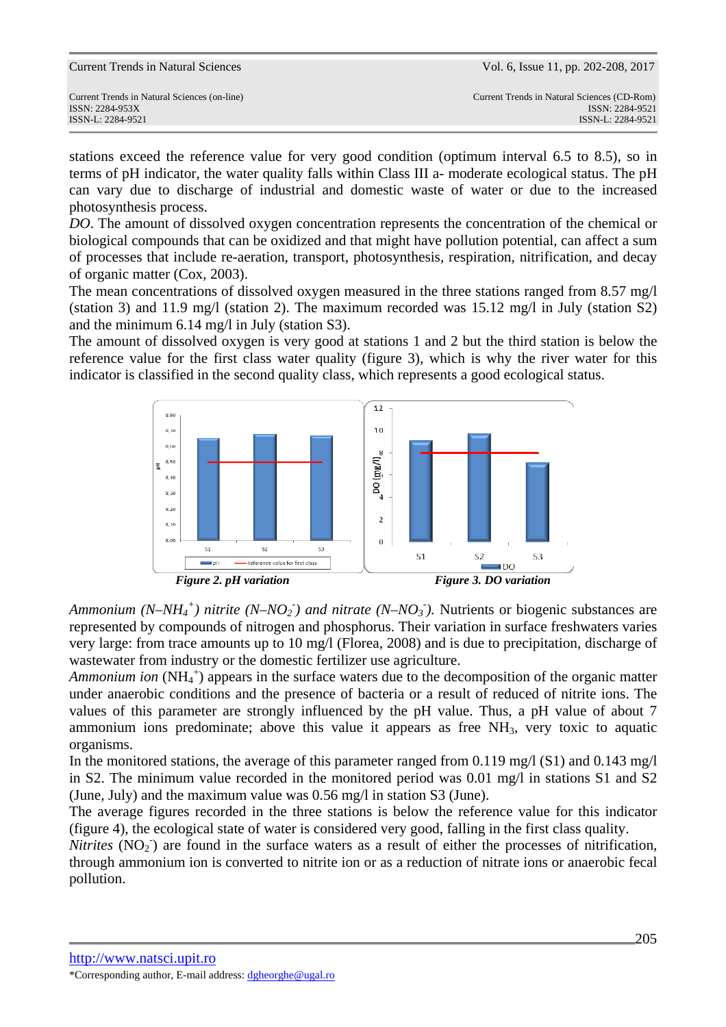stations exceed the reference value for very good condition (optimum interval 6.5 to 8.5), so in terms of pH indicator, the water quality falls within Class III a- moderate ecological status. The pH can vary due to discharge of industrial and domestic waste of water or due to the increased photosynthesis process.

*DO*. The amount of dissolved oxygen concentration represents the concentration of the chemical or biological compounds that can be oxidized and that might have pollution potential, can affect a sum of processes that include re-aeration, transport, photosynthesis, respiration, nitrification, and decay of organic matter (Cox, 2003).

The mean concentrations of dissolved oxygen measured in the three stations ranged from 8.57 mg/l (station 3) and 11.9 mg/l (station 2). The maximum recorded was 15.12 mg/l in July (station S2) and the minimum 6.14 mg/l in July (station S3).

The amount of dissolved oxygen is very good at stations 1 and 2 but the third station is below the reference value for the first class water quality (figure 3), which is why the river water for this indicator is classified in the second quality class, which represents a good ecological status.

**Figure 2. pH variation**

**Figure 3. DO variation**

*Ammonium ($N–NH_4^+$) nitrite ($N–NO_2^-$) and nitrate ($N–NO_3^-$).* Nutrients or biogenic substances are represented by compounds of nitrogen and phosphorus. Their variation in surface freshwaters varies very large: from trace amounts up to 10 mg/l (Florea, 2008) and is due to precipitation, discharge of wastewater from industry or the domestic fertilizer use agriculture.

*Ammonium ion* ($NH_4^+$) appears in the surface waters due to the decomposition of the organic matter under anaerobic conditions and the presence of bacteria or a result of reduced of nitrite ions. The values of this parameter are strongly influenced by the pH value. Thus, a pH value of about 7 ammonium ions predominate; above this value it appears as free $NH_3$, very toxic to aquatic organisms.

In the monitored stations, the average of this parameter ranged from 0.119 mg/l (S1) and 0.143 mg/l in S2. The minimum value recorded in the monitored period was 0.01 mg/l in stations S1 and S2 (June, July) and the maximum value was 0.56 mg/l in station S3 (June).

The average figures recorded in the three stations is below the reference value for this indicator (figure 4), the ecological state of water is considered very good, falling in the first class quality.

*Nitrites* ($NO_2^-$) are found in the surface waters as a result of either the processes of nitrification, through ammonium ion is converted to nitrite ion or as a reduction of nitrate ions or anaerobic fecal pollution.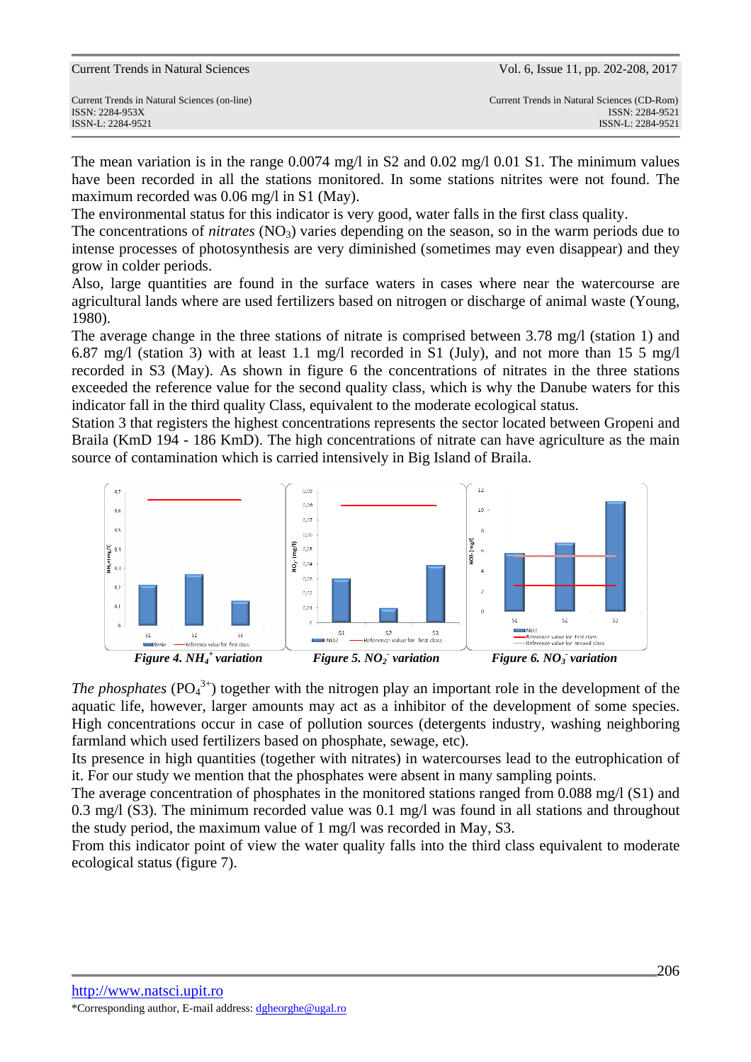The mean variation is in the range 0.0074 mg/l in S2 and 0.02 mg/l 0.01 S1. The minimum values have been recorded in all the stations monitored. In some stations nitrites were not found. The maximum recorded was 0.06 mg/l in S1 (May).

The environmental status for this indicator is very good, water falls in the first class quality.

The concentrations of *nitrates* ($NO_3$) varies depending on the season, so in the warm periods due to intense processes of photosynthesis are very diminished (sometimes may even disappear) and they grow in colder periods.

Also, large quantities are found in the surface waters in cases where near the watercourse are agricultural lands where are used fertilizers based on nitrogen or discharge of animal waste (Young, 1980).

The average change in the three stations of nitrate is comprised between 3.78 mg/l (station 1) and 6.87 mg/l (station 3) with at least 1.1 mg/l recorded in S1 (July), and not more than 15 5 mg/l recorded in S3 (May). As shown in figure 6 the concentrations of nitrates in the three stations exceeded the reference value for the second quality class, which is why the Danube waters for this indicator fall in the third quality Class, equivalent to the moderate ecological status.

Station 3 that registers the highest concentrations represents the sector located between Gropeni and Braila (KmD 194 - 186 KmD). The high concentrations of nitrate can have agriculture as the main source of contamination which is carried intensively in Big Island of Braila.

**Figure 4. $NH_4^+$ variation** **Figure 5. $NO_2^-$ variation** **Figure 6. $NO_3^-$ variation**

*The phosphates* ($PO_4^{3+}$) together with the nitrogen play an important role in the development of the aquatic life, however, larger amounts may act as a inhibitor of the development of some species. High concentrations occur in case of pollution sources (detergents industry, washing neighboring farmland which used fertilizers based on phosphate, sewage, etc).

Its presence in high quantities (together with nitrates) in watercourses lead to the eutrophication of it. For our study we mention that the phosphates were absent in many sampling points.

The average concentration of phosphates in the monitored stations ranged from 0.088 mg/l (S1) and 0.3 mg/l (S3). The minimum recorded value was 0.1 mg/l was found in all stations and throughout the study period, the maximum value of 1 mg/l was recorded in May, S3.

From this indicator point of view the water quality falls into the third class equivalent to moderate ecological status (figure 7).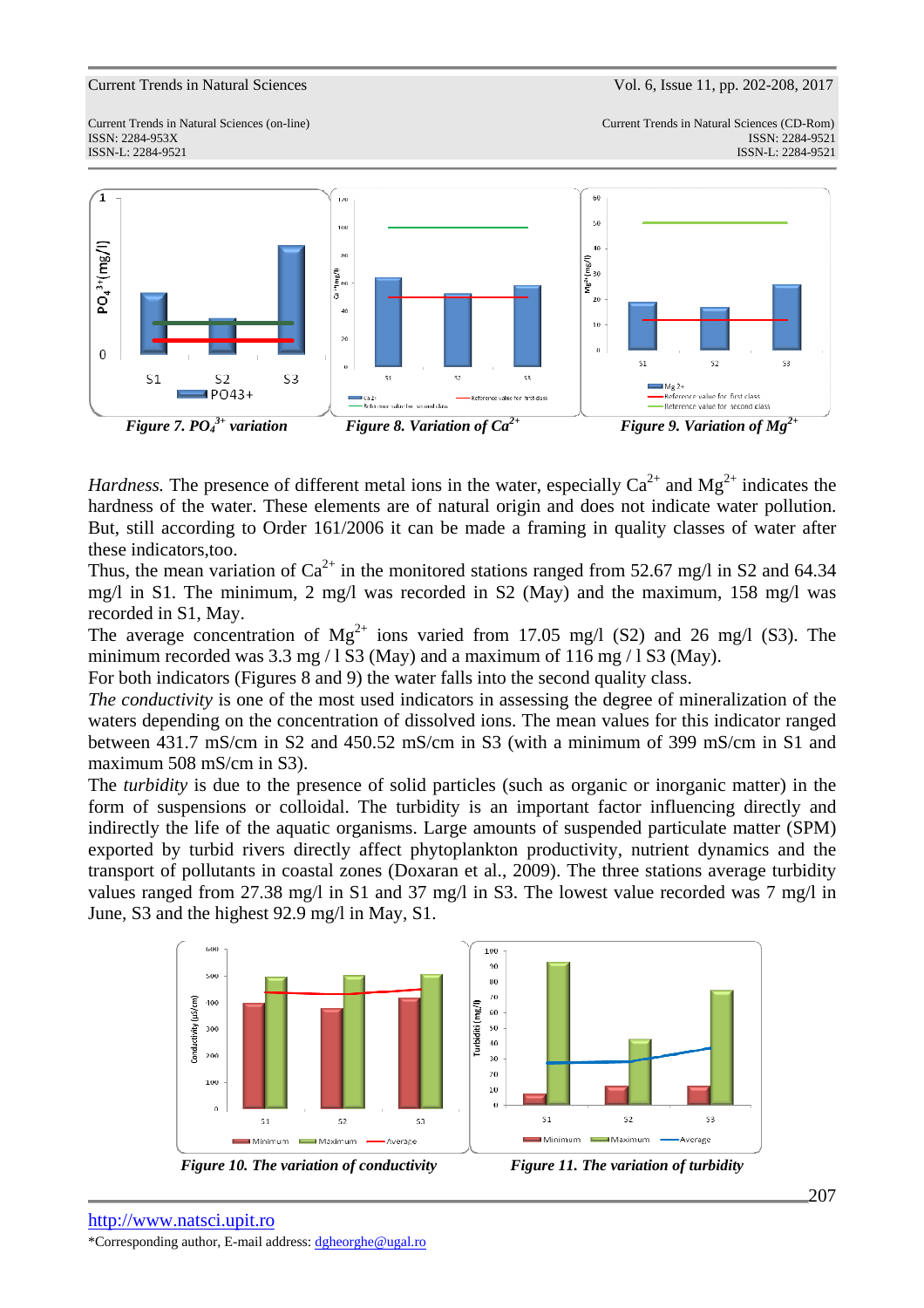*Figure 7. $PO_4^{3+}$ variation*

*Figure 8. Variation of $Ca^{2+}$*

*Figure 9. Variation of $Mg^{2+}$*

*Hardness.* The presence of different metal ions in the water, especially $Ca^{2+}$ and $Mg^{2+}$ indicates the hardness of the water. These elements are of natural origin and does not indicate water pollution. But, still according to Order 161/2006 it can be made a framing in quality classes of water after these indicators,too.

Thus, the mean variation of $Ca^{2+}$ in the monitored stations ranged from 52.67 mg/l in S2 and 64.34 mg/l in S1. The minimum, 2 mg/l was recorded in S2 (May) and the maximum, 158 mg/l was recorded in S1, May.

The average concentration of $Mg^{2+}$ ions varied from 17.05 mg/l (S2) and 26 mg/l (S3). The minimum recorded was 3.3 mg / l S3 (May) and a maximum of 116 mg / l S3 (May).

For both indicators (Figures 8 and 9) the water falls into the second quality class.

*The conductivity* is one of the most used indicators in assessing the degree of mineralization of the waters depending on the concentration of dissolved ions. The mean values for this indicator ranged between 431.7 mS/cm in S2 and 450.52 mS/cm in S3 (with a minimum of 399 mS/cm in S1 and maximum 508 mS/cm in S3).

The *turbidity* is due to the presence of solid particles (such as organic or inorganic matter) in the form of suspensions or colloidal. The turbidity is an important factor influencing directly and indirectly the life of the aquatic organisms. Large amounts of suspended particulate matter (SPM) exported by turbid rivers directly affect phytoplankton productivity, nutrient dynamics and the transport of pollutants in coastal zones (Doxaran et al., 2009). The three stations average turbidity values ranged from 27.38 mg/l in S1 and 37 mg/l in S3. The lowest value recorded was 7 mg/l in June, S3 and the highest 92.9 mg/l in May, S1.

*Figure 10. The variation of conductivity*

*Figure 11. The variation of turbidity*

[http://www.natsci.upit.ro](http://www.natsci.upit.ro)

*Corresponding author, E-mail address: dgheorghe@ugal.ro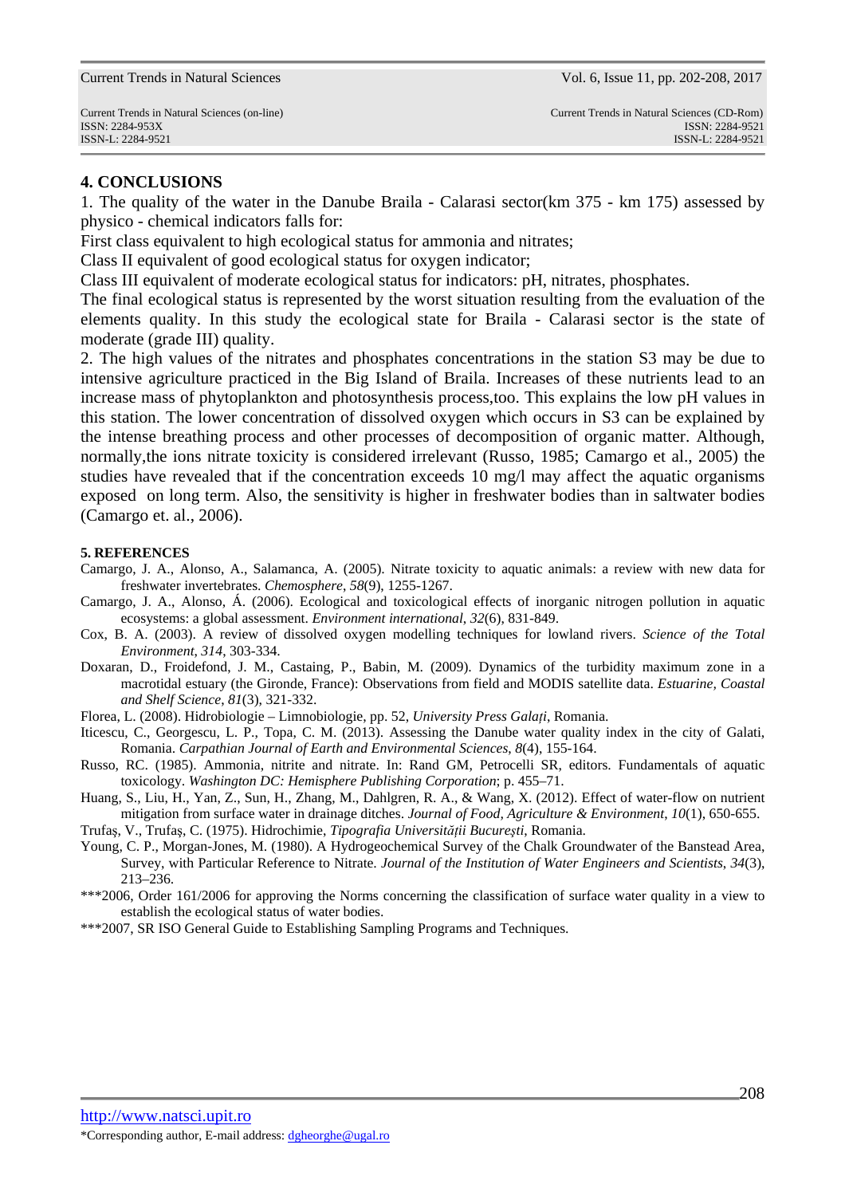## 4. CONCLUSIONS

1. The quality of the water in the Danube Braila - Calarasi sector(km 375 - km 175) assessed by physico - chemical indicators falls for:

First class equivalent to high ecological status for ammonia and nitrates;

Class II equivalent of good ecological status for oxygen indicator;

Class III equivalent of moderate ecological status for indicators: pH, nitrates, phosphates.

The final ecological status is represented by the worst situation resulting from the evaluation of the elements quality. In this study the ecological state for Braila - Calarasi sector is the state of moderate (grade III) quality.

2. The high values of the nitrates and phosphates concentrations in the station S3 may be due to intensive agriculture practiced in the Big Island of Braila. Increases of these nutrients lead to an increase mass of phytoplankton and photosynthesis process,too. This explains the low pH values in this station. The lower concentration of dissolved oxygen which occurs in S3 can be explained by the intense breathing process and other processes of decomposition of organic matter. Although, normally,the ions nitrate toxicity is considered irrelevant (Russo, 1985; Camargo et al., 2005) the studies have revealed that if the concentration exceeds 10 mg/l may affect the aquatic organisms exposed on long term. Also, the sensitivity is higher in freshwater bodies than in saltwater bodies (Camargo et. al., 2006).

## 5. REFERENCES

Camargo, J. A., Alonso, A., Salamanca, A. (2005). Nitrate toxicity to aquatic animals: a review with new data for freshwater invertebrates. *Chemosphere*, *58*(9), 1255-1267.

Camargo, J. A., Alonso, Á. (2006). Ecological and toxicological effects of inorganic nitrogen pollution in aquatic ecosystems: a global assessment. *Environment international*, *32*(6), 831-849.

Cox, B. A. (2003). A review of dissolved oxygen modelling techniques for lowland rivers. *Science of the Total Environment*, *314*, 303-334.

Doxaran, D., Froidefond, J. M., Castaing, P., Babin, M. (2009). Dynamics of the turbidity maximum zone in a macrotidal estuary (the Gironde, France): Observations from field and MODIS satellite data. *Estuarine, Coastal and Shelf Science*, *81*(3), 321-332.

Florea, L. (2008). Hidrobiologie – Limnobiologie, pp. 52, *University Press Galați*, Romania.

Iticescu, C., Georgescu, L. P., Topa, C. M. (2013). Assessing the Danube water quality index in the city of Galati, Romania. *Carpathian Journal of Earth and Environmental Sciences*, *8*(4), 155-164.

Russo, RC. (1985). Ammonia, nitrite and nitrate. In: Rand GM, Petrocelli SR, editors. Fundamentals of aquatic toxicology. *Washington DC: Hemisphere Publishing Corporation*; p. 455–71.

Huang, S., Liu, H., Yan, Z., Sun, H., Zhang, M., Dahlgren, R. A., & Wang, X. (2012). Effect of water-flow on nutrient mitigation from surface water in drainage ditches. *Journal of Food, Agriculture & Environment*, *10*(1), 650-655.

Trufaș, V., Trufaș, C. (1975). Hidrochimie, *Tipografia Universității București*, Romania.

Young, C. P., Morgan-Jones, M. (1980). A Hydrogeochemical Survey of the Chalk Groundwater of the Banstead Area, Survey, with Particular Reference to Nitrate. *Journal of the Institution of Water Engineers and Scientists*, *34*(3), 213–236.

***2006, Order 161/2006 for approving the Norms concerning the classification of surface water quality in a view to establish the ecological status of water bodies.

***2007, SR ISO General Guide to Establishing Sampling Programs and Techniques.

http://www.natsci.upit.ro

*Corresponding author, E-mail address: dgheorghe@ugal.ro